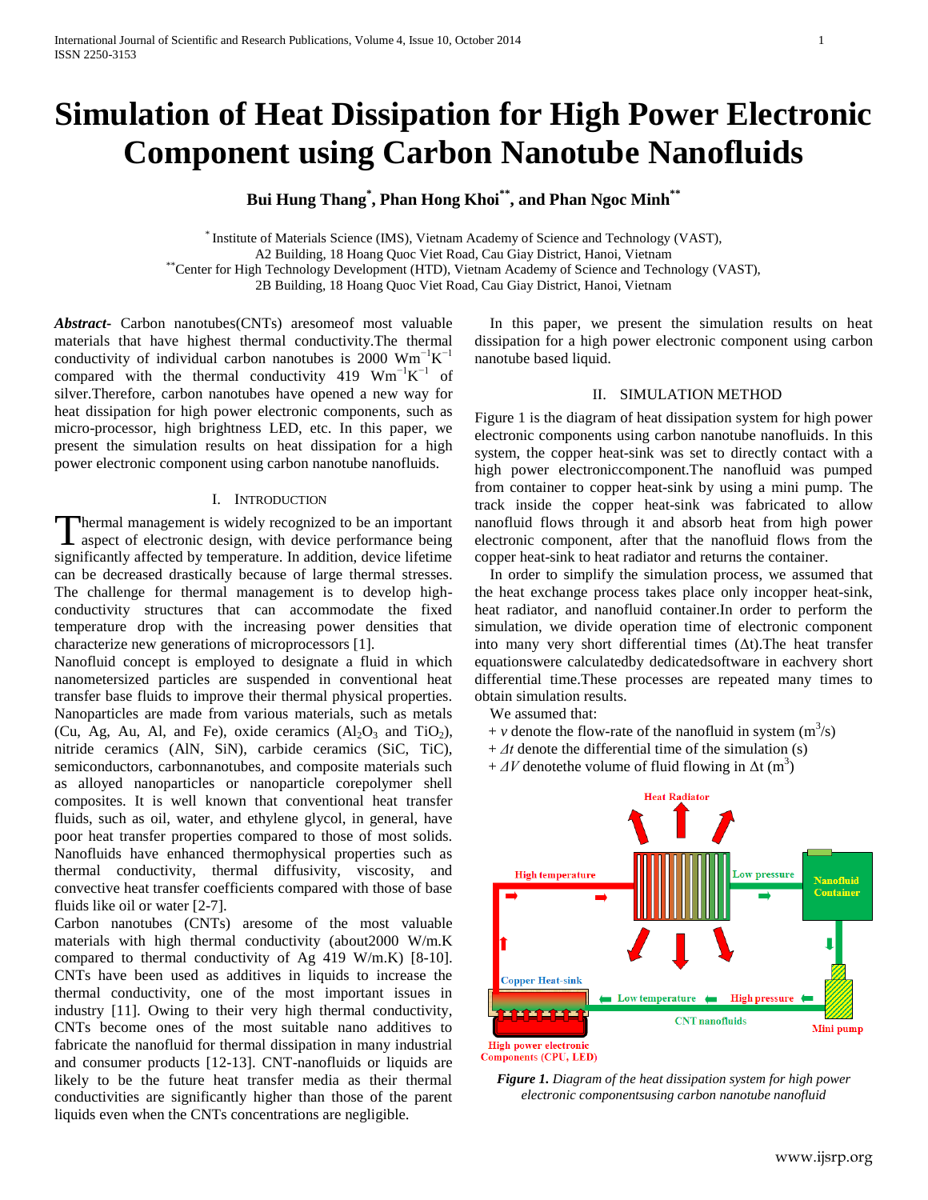# Simulation of Heat Dissipation for High Power Electronic Component using Carbon Nanotube Nanofluids

**Bui Hung Thang[*], Phan Hong Khoi[**], and Phan Ngoc Minh[**]**

[*] Institute of Materials Science (IMS), Vietnam Academy of Science and Technology (VAST), A2 Building, 18 Hoang Quoc Viet Road, Cau Giay District, Hanoi, Vietnam

[**]Center for High Technology Development (HTD), Vietnam Academy of Science and Technology (VAST), 2B Building, 18 Hoang Quoc Viet Road, Cau Giay District, Hanoi, Vietnam

***Abstract-*** Carbon nanotubes(CNTs) aresomeof most valuable materials that have highest thermal conductivity.The thermal conductivity of individual carbon nanotubes is 2000 $Wm^{-1}K^{-1}$ compared with the thermal conductivity 419 $Wm^{-1}K^{-1}$ of silver.Therefore, carbon nanotubes have opened a new way for heat dissipation for high power electronic components, such as micro-processor, high brightness LED, etc. In this paper, we present the simulation results on heat dissipation for a high power electronic component using carbon nanotube nanofluids.

## I. Introduction

Thermal management is widely recognized to be an important aspect of electronic design, with device performance being significantly affected by temperature. In addition, device lifetime can be decreased drastically because of large thermal stresses. The challenge for thermal management is to develop high-conductivity structures that can accommodate the fixed temperature drop with the increasing power densities that characterize new generations of microprocessors [1].

Nanofluid concept is employed to designate a fluid in which nanometersized particles are suspended in conventional heat transfer base fluids to improve their thermal physical properties. Nanoparticles are made from various materials, such as metals (Cu, Ag, Au, Al, and Fe), oxide ceramics ($Al_2O_3$ and $TiO_2$), nitride ceramics (AlN, SiN), carbide ceramics (SiC, TiC), semiconductors, carbonnanotubes, and composite materials such as alloyed nanoparticles or nanoparticle corepolymer shell composites. It is well known that conventional heat transfer fluids, such as oil, water, and ethylene glycol, in general, have poor heat transfer properties compared to those of most solids. Nanofluids have enhanced thermophysical properties such as thermal conductivity, thermal diffusivity, viscosity, and convective heat transfer coefficients compared with those of base fluids like oil or water [2-7].

Carbon nanotubes (CNTs) aresome of the most valuable materials with high thermal conductivity (about2000 W/m.K compared to thermal conductivity of Ag 419 W/m.K) [8-10]. CNTs have been used as additives in liquids to increase the thermal conductivity, one of the most important issues in industry [11]. Owing to their very high thermal conductivity, CNTs become ones of the most suitable nano additives to fabricate the nanofluid for thermal dissipation in many industrial and consumer products [12-13]. CNT-nanofluids or liquids are likely to be the future heat transfer media as their thermal conductivities are significantly higher than those of the parent liquids even when the CNTs concentrations are negligible.

In this paper, we present the simulation results on heat dissipation for a high power electronic component using carbon nanotube based liquid.

## II. Simulation Method

Figure 1 is the diagram of heat dissipation system for high power electronic components using carbon nanotube nanofluids. In this system, the copper heat-sink was set to directly contact with a high power electroniccomponent.The nanofluid was pumped from container to copper heat-sink by using a mini pump. The track inside the copper heat-sink was fabricated to allow nanofluid flows through it and absorb heat from high power electronic component, after that the nanofluid flows from the copper heat-sink to heat radiator and returns the container.

In order to simplify the simulation process, we assumed that the heat exchange process takes place only incopper heat-sink, heat radiator, and nanofluid container.In order to perform the simulation, we divide operation time of electronic component into many very short differential times ($\Delta t$).The heat transfer equationswere calculatedby dedicatedsoftware in eachvery short differential time.These processes are repeated many times to obtain simulation results.

We assumed that:

+ $v$ denote the flow-rate of the nanofluid in system ($m^3/s$)

+ $\Delta t$ denote the differential time of the simulation (s)

+ $\Delta V$ denotethe volume of fluid flowing in $\Delta t$ ($m^3$)

***Figure 1.*** *Diagram of the heat dissipation system for high power electronic componentsusing carbon nanotube nanofluid*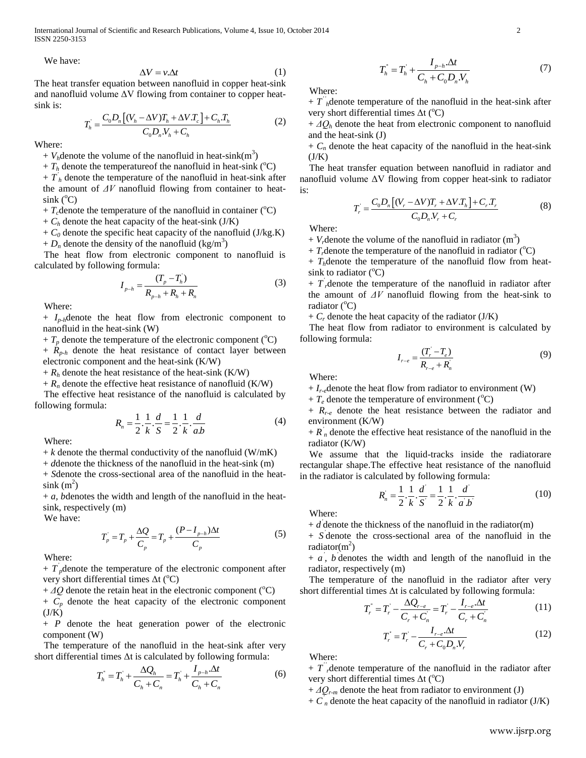We have:

$$\Delta V = v.\Delta t \tag{1}$$

The heat transfer equation between nanofluid in copper heat-sink and nanofluid volume ΔV flowing from container to copper heat-sink is:

$$T_h^{'} = \frac{C_0 D_n \left[(V_h - \Delta V)T_h + \Delta V.T_c\right] + C_h.T_h}{C_0 D_n.V_h + C_h} \tag{2}$$

Where:

+ $V_h$ denote the volume of the nanofluid in heat-sink($m^3$)
+ $T_h$ denote the temperatureof the nanofluid in heat-sink ($^oC$)
+ $T_h^{'}$ denote the temperature of the nanofluid in heat-sink after the amount of $\Delta V$ nanofluid flowing from container to heat-sink ($^oC$)
+ $T_c$ denote the temperature of the nanofluid in container ($^oC$)
+ $C_h$ denote the heat capacity of the heat-sink (J/K)
+ $C_0$ denote the specific heat capacity of the nanofluid (J/kg.K)
+ $D_n$ denote the density of the nanofluid (kg/$m^3$)

The heat flow from electronic component to nanofluid is calculated by following formula:

$$I_{p-h} = \frac{(T_p - T_h^{'})}{R_{p-h} + R_h + R_n} \tag{3}$$

Where:

+ $I_{p-h}$ denote the heat flow from electronic component to nanofluid in the heat-sink (W)
+ $T_p$ denote the temperature of the electronic component ($^oC$)
+ $R_{p-h}$ denote the heat resistance of contact layer between electronic component and the heat-sink (K/W)
+ $R_h$ denote the heat resistance of the heat-sink (K/W)
+ $R_n$ denote the effective heat resistance of nanofluid (K/W)

The effective heat resistance of the nanofluid is calculated by following formula:

$$R_n = \frac{1}{2}.\frac{1}{k}.\frac{d}{S} = \frac{1}{2}.\frac{1}{k}.\frac{d}{a.b} \tag{4}$$

Where:

+ $k$ denote the thermal conductivity of the nanofluid (W/mK)
+ $d$ denote the thickness of the nanofluid in the heat-sink (m)
+ $S$ denote the cross-sectional area of the nanofluid in the heat-sink ($m^2$)
+ $a$, $b$ denotes the width and length of the nanofluid in the heat-sink, respectively (m)

We have:

$$T_p^{'} = T_p + \frac{\Delta Q}{C_p} = T_p + \frac{(P - I_{p-h})\Delta t}{C_p} \tag{5}$$

Where:

+ $T_p^{'}$ denote the temperature of the electronic component after very short differential times Δt ($^oC$)
+ $\Delta Q$ denote the retain heat in the electronic component ($^oC$)
+ $C_p$ denote the heat capacity of the electronic component (J/K)
+ $P$ denote the heat generation power of the electronic component (W)

The temperature of the nanofluid in the heat-sink after very short differential times Δt is calculated by following formula:

$$T_h^{''} = T_h^{'} + \frac{\Delta Q_h}{C_h + C_n} = T_h^{'} + \frac{I_{p-h}.\Delta t}{C_h + C_n} \tag{6}$$

$$T_h^{''} = T_h^{'} + \frac{I_{p-h}.\Delta t}{C_h + C_0 D_n.V_h} \tag{7}$$

Where:

+ $T_h^{''}$ denote temperature of the nanofluid in the heat-sink after very short differential times Δt ($^oC$)
+ $\Delta Q_h$ denote the heat from electronic component to nanofluid and the heat-sink (J)
+ $C_n$ denote the heat capacity of the nanofluid in the heat-sink (J/K)

The heat transfer equation between nanofluid in radiator and nanofluid volume ΔV flowing from copper heat-sink to radiator is:

$$T_r^{'} = \frac{C_0 D_n \left[(V_r - \Delta V)T_r + \Delta V.T_h\right] + C_r.T_r}{C_0 D_n.V_r + C_r} \tag{8}$$

Where:

+ $V_r$ denote the volume of the nanofluid in radiator ($m^3$)
+ $T_r$ denote the temperature of the nanofluid in radiator ($^oC$)
+ $T_h$ denote the temperature of the nanofluid flow from heat-sink to radiator ($^oC$)
+ $T_r^{'}$ denote the temperature of the nanofluid in radiator after the amount of $\Delta V$ nanofluid flowing from the heat-sink to radiator ($^oC$)
+ $C_r$ denote the heat capacity of the radiator (J/K)

The heat flow from radiator to environment is calculated by following formula:

$$I_{r-e} = \frac{(T_r^{'} - T_e)}{R_{r-e} + R_n^{'}} \tag{9}$$

Where:

+ $I_{r-e}$ denote the heat flow from radiator to environment (W)
+ $T_e$ denote the temperature of environment ($^oC$)
+ $R_{r-e}$ denote the heat resistance between the radiator and environment (K/W)
+ $R_n^{'}$ denote the effective heat resistance of the nanofluid in the radiator (K/W)

We assume that the liquid-tracks inside the radiatorare rectangular shape.The effective heat resistance of the nanofluid in the radiator is calculated by following formula:

$$R_n^{'} = \frac{1}{2}.\frac{1}{k}.\frac{d^{'}}{S^{'}} = \frac{1}{2}.\frac{1}{k}.\frac{d^{'}}{a^{'}.b^{'}} \tag{10}$$

Where:

+ $d^{'}$ denote the thickness of the nanofluid in the radiator(m)
+ $S^{'}$ denote the cross-sectional area of the nanofluid in the radiator($m^2$)
+ $a^{'}$, $b^{'}$ denotes the width and length of the nanofluid in the radiator, respectively (m)

The temperature of the nanofluid in the radiator after very short differential times Δt is calculated by following formula:

$$T_r^{''} = T_r^{'} - \frac{\Delta Q_{r-e}}{C_r + C_n^{'}} = T_r^{'} - \frac{I_{r-e}.\Delta t}{C_r + C_n^{'}} \tag{11}$$

$$T_r^{''} = T_r^{'} - \frac{I_{r-e}.\Delta t}{C_r + C_0 D_n.V_r} \tag{12}$$

Where:

+ $T_r^{''}$ denote temperature of the nanofluid in the radiator after very short differential times Δt ($^oC$)
+ $\Delta Q_{r-m}$ denote the heat from radiator to environment (J)
+ $C_n^{'}$ denote the heat capacity of the nanofluid in radiator (J/K)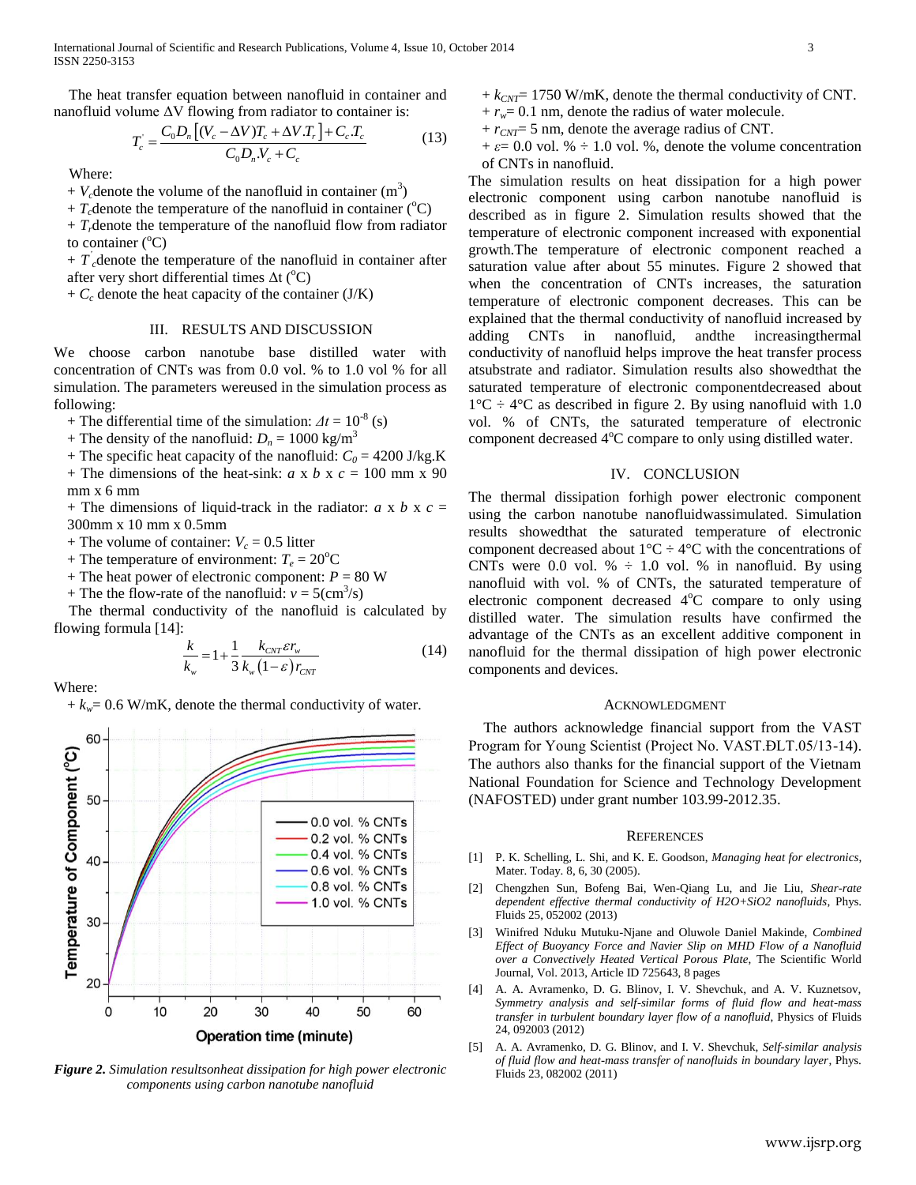The heat transfer equation between nanofluid in container and nanofluid volume ΔV flowing from radiator to container is:

$$T_c^{'} = \frac{C_0 D_n \left[(V_c - \Delta V)T_c + \Delta V.T_r\right] + C_c.T_c}{C_0 D_n.V_c + C_c} \quad (13)$$

Where:

+ $V_c$denote the volume of the nanofluid in container ($m^3$)
+ $T_c$denote the temperature of the nanofluid in container (°C)
+ $T_r$denote the temperature of the nanofluid flow from radiator to container (°C)
+ $T_c^{'}$denote the temperature of the nanofluid in container after after very short differential times Δt (°C)
+ $C_c$ denote the heat capacity of the container (J/K)

## III. RESULTS AND DISCUSSION

We choose carbon nanotube base distilled water with concentration of CNTs was from 0.0 vol. % to 1.0 vol % for all simulation. The parameters wereused in the simulation process as following:

+ The differential time of the simulation: $\Delta t = 10^{-8}$ (s)
+ The density of the nanofluid: $D_n = 1000$ kg/m$^3$
+ The specific heat capacity of the nanofluid: $C_0 = 4200$ J/kg.K
+ The dimensions of the heat-sink: $a$ x $b$ x $c$ = 100 mm x 90 mm x 6 mm
+ The dimensions of liquid-track in the radiator: $a$ x $b$ x $c$ = 300mm x 10 mm x 0.5mm
+ The volume of container: $V_c$ = 0.5 litter
+ The temperature of environment: $T_e$ = 20°C
+ The heat power of electronic component: $P$ = 80 W
+ The the flow-rate of the nanofluid: $v$ = 5(cm$^3$/s)

The thermal conductivity of the nanofluid is calculated by flowing formula [14]:

$$\frac{k}{k_w} = 1 + \frac{1}{3}\frac{k_{CNT}\varepsilon r_w}{k_w(1-\varepsilon)r_{CNT}} \quad (14)$$

Where:

+ $k_w$= 0.6 W/mK, denote the thermal conductivity of water.
+ $k_{CNT}$= 1750 W/mK, denote the thermal conductivity of CNT.
+ $r_w$= 0.1 nm, denote the radius of water molecule.
+ $r_{CNT}$= 5 nm, denote the average radius of CNT.
+ $\varepsilon$= 0.0 vol. % ÷ 1.0 vol. %, denote the volume concentration of CNTs in nanofluid.

*Figure 2. Simulation resultsonheat dissipation for high power electronic components using carbon nanotube nanofluid*

The simulation results on heat dissipation for a high power electronic component using carbon nanotube nanofluid is described as in figure 2. Simulation results showed that the temperature of electronic component increased with exponential growth.The temperature of electronic component reached a saturation value after about 55 minutes. Figure 2 showed that when the concentration of CNTs increases, the saturation temperature of electronic component decreases. This can be explained that the thermal conductivity of nanofluid increased by adding CNTs in nanofluid, andthe increasingthermal conductivity of nanofluid helps improve the heat transfer process atsubstrate and radiator. Simulation results also showedthat the saturated temperature of electronic componentdecreased about 1°C ÷ 4°C as described in figure 2. By using nanofluid with 1.0 vol. % of CNTs, the saturated temperature of electronic component decreased 4°C compare to only using distilled water.

## IV. CONCLUSION

The thermal dissipation forhigh power electronic component using the carbon nanotube nanofluidwassimulated. Simulation results showedthat the saturated temperature of electronic component decreased about 1°C ÷ 4°C with the concentrations of CNTs were 0.0 vol. % ÷ 1.0 vol. % in nanofluid. By using nanofluid with vol. % of CNTs, the saturated temperature of electronic component decreased 4°C compare to only using distilled water. The simulation results have confirmed the advantage of the CNTs as an excellent additive component in nanofluid for the thermal dissipation of high power electronic components and devices.

## ACKNOWLEDGMENT

The authors acknowledge financial support from the VAST Program for Young Scientist (Project No. VAST.ĐLT.05/13-14). The authors also thanks for the financial support of the Vietnam National Foundation for Science and Technology Development (NAFOSTED) under grant number 103.99-2012.35.

## REFERENCES

[1] P. K. Schelling, L. Shi, and K. E. Goodson, *Managing heat for electronics*, Mater. Today. 8, 6, 30 (2005).

[2] Chengzhen Sun, Bofeng Bai, Wen-Qiang Lu, and Jie Liu, *Shear-rate dependent effective thermal conductivity of H2O+SiO2 nanofluids*, Phys. Fluids 25, 052002 (2013)

[3] Winifred Nduku Mutuku-Njane and Oluwole Daniel Makinde, *Combined Effect of Buoyancy Force and Navier Slip on MHD Flow of a Nanofluid over a Convectively Heated Vertical Porous Plate*, The Scientific World Journal, Vol. 2013, Article ID 725643, 8 pages

[4] A. A. Avramenko, D. G. Blinov, I. V. Shevchuk, and A. V. Kuznetsov, *Symmetry analysis and self-similar forms of fluid flow and heat-mass transfer in turbulent boundary layer flow of a nanofluid*, Physics of Fluids 24, 092003 (2012)

[5] A. A. Avramenko, D. G. Blinov, and I. V. Shevchuk, *Self-similar analysis of fluid flow and heat-mass transfer of nanofluids in boundary layer*, Phys. Fluids 23, 082002 (2011)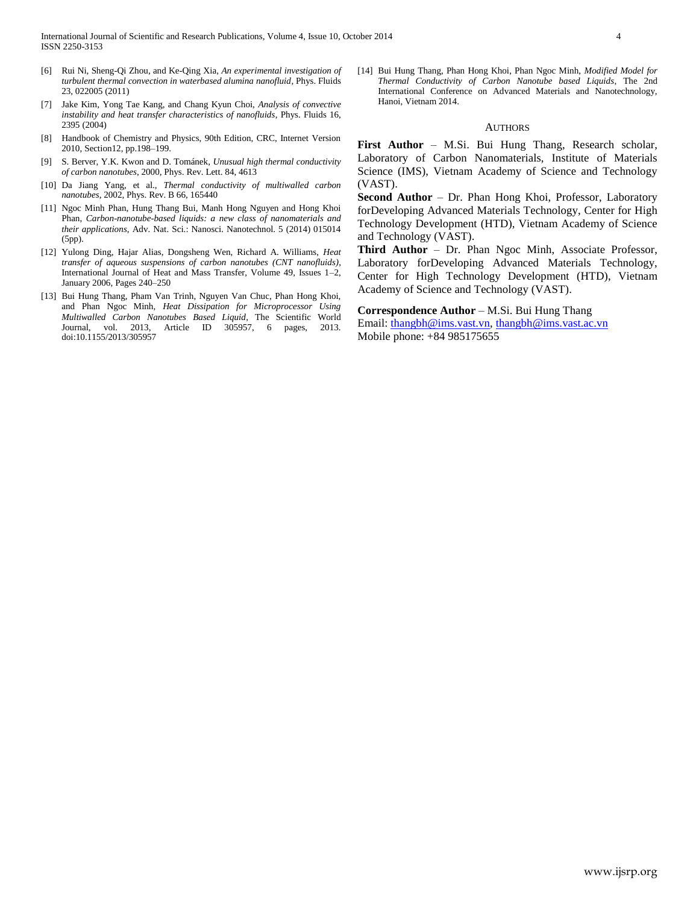[6] Rui Ni, Sheng-Qi Zhou, and Ke-Qing Xia, *An experimental investigation of turbulent thermal convection in waterbased alumina nanofluid*, Phys. Fluids 23, 022005 (2011)

[7] Jake Kim, Yong Tae Kang, and Chang Kyun Choi, *Analysis of convective instability and heat transfer characteristics of nanofluids*, Phys. Fluids 16, 2395 (2004)

[8] Handbook of Chemistry and Physics, 90th Edition, CRC, Internet Version 2010, Section12, pp.198–199.

[9] S. Berver, Y.K. Kwon and D. Tománek, *Unusual high thermal conductivity of carbon nanotubes*, 2000, Phys. Rev. Lett. 84, 4613

[10] Da Jiang Yang, et al., *Thermal conductivity of multiwalled carbon nanotubes*, 2002, Phys. Rev. B 66, 165440

[11] Ngoc Minh Phan, Hung Thang Bui, Manh Hong Nguyen and Hong Khoi Phan, *Carbon-nanotube-based liquids: a new class of nanomaterials and their applications*, Adv. Nat. Sci.: Nanosci. Nanotechnol. 5 (2014) 015014 (5pp).

[12] Yulong Ding, Hajar Alias, Dongsheng Wen, Richard A. Williams, *Heat transfer of aqueous suspensions of carbon nanotubes (CNT nanofluids)*, International Journal of Heat and Mass Transfer, Volume 49, Issues 1–2, January 2006, Pages 240–250

[13] Bui Hung Thang, Pham Van Trinh, Nguyen Van Chuc, Phan Hong Khoi, and Phan Ngoc Minh, *Heat Dissipation for Microprocessor Using Multiwalled Carbon Nanotubes Based Liquid*, The Scientific World Journal, vol. 2013, Article ID 305957, 6 pages, 2013. doi:10.1155/2013/305957

[14] Bui Hung Thang, Phan Hong Khoi, Phan Ngoc Minh, *Modified Model for Thermal Conductivity of Carbon Nanotube based Liquids*, The 2nd International Conference on Advanced Materials and Nanotechnology, Hanoi, Vietnam 2014.

## AUTHORS

**First Author** – M.Si. Bui Hung Thang, Research scholar, Laboratory of Carbon Nanomaterials, Institute of Materials Science (IMS), Vietnam Academy of Science and Technology (VAST).

**Second Author** – Dr. Phan Hong Khoi, Professor, Laboratory forDeveloping Advanced Materials Technology, Center for High Technology Development (HTD), Vietnam Academy of Science and Technology (VAST).

**Third Author** – Dr. Phan Ngoc Minh, Associate Professor, Laboratory forDeveloping Advanced Materials Technology, Center for High Technology Development (HTD), Vietnam Academy of Science and Technology (VAST).

**Correspondence Author** – M.Si. Bui Hung Thang
Email: thangbh@ims.vast.vn, thangbh@ims.vast.ac.vn
Mobile phone: +84 985175655